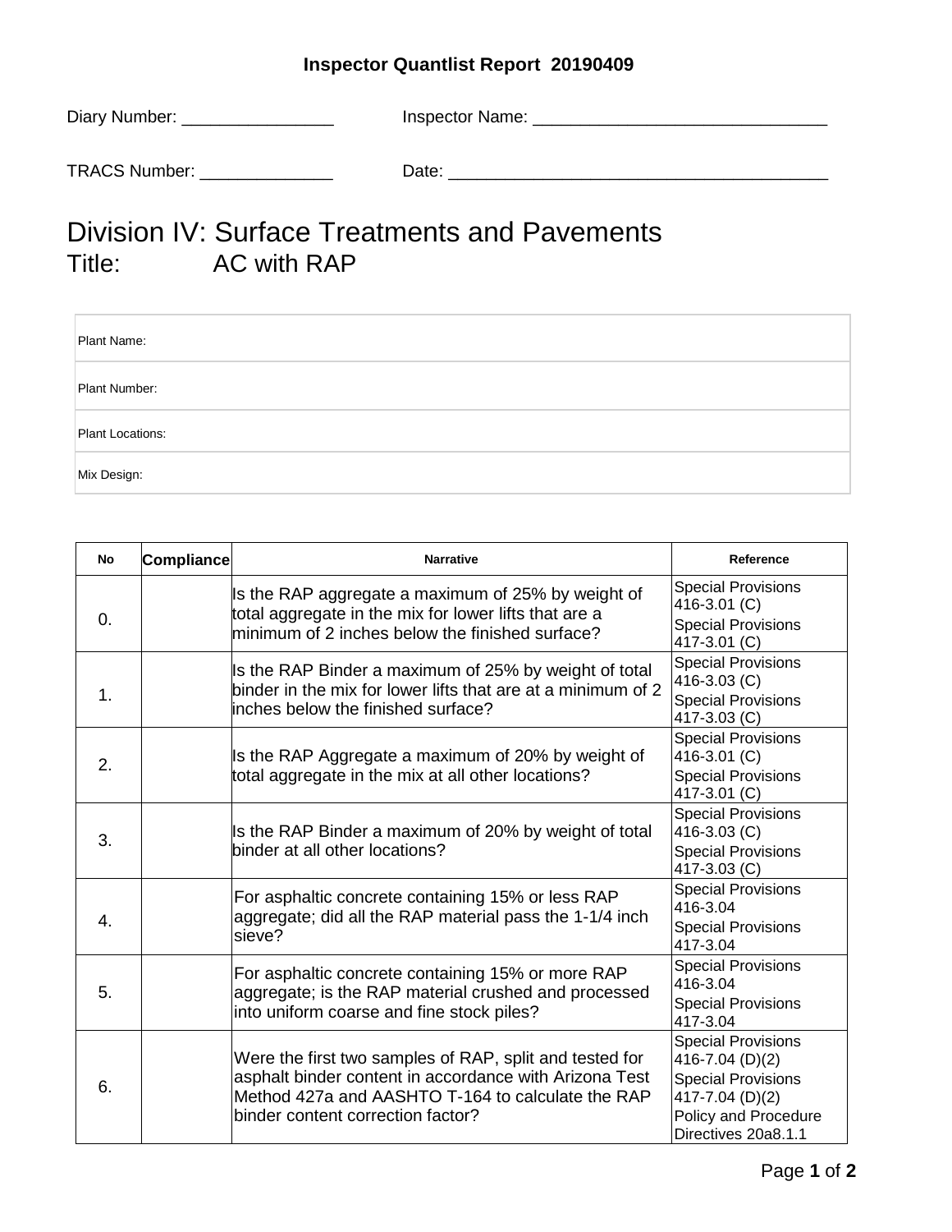**Inspector Quantlist Report 20190409**

Diary Number: ________________ Inspector Name: _______________________________

TRACS Number: ______________ Date: ________________________________________

# Division IV: Surface Treatments and Pavements

## Title: AC with RAP

| Plant Name: |
|---|
| Plant Number: |
| Plant Locations: |
| Mix Design: |

| No | Compliance | Narrative | Reference |
|---|---|---|---|
| 0. | | Is the RAP aggregate a maximum of 25% by weight of total aggregate in the mix for lower lifts that are a minimum of 2 inches below the finished surface? | Special Provisions 416-3.01 (C)<br>Special Provisions 417-3.01 (C) |
| 1. | | Is the RAP Binder a maximum of 25% by weight of total binder in the mix for lower lifts that are at a minimum of 2 inches below the finished surface? | Special Provisions 416-3.03 (C)<br>Special Provisions 417-3.03 (C) |
| 2. | | Is the RAP Aggregate a maximum of 20% by weight of total aggregate in the mix at all other locations? | Special Provisions 416-3.01 (C)<br>Special Provisions 417-3.01 (C) |
| 3. | | Is the RAP Binder a maximum of 20% by weight of total binder at all other locations? | Special Provisions 416-3.03 (C)<br>Special Provisions 417-3.03 (C) |
| 4. | | For asphaltic concrete containing 15% or less RAP aggregate; did all the RAP material pass the 1-1/4 inch sieve? | Special Provisions 416-3.04<br>Special Provisions 417-3.04 |
| 5. | | For asphaltic concrete containing 15% or more RAP aggregate; is the RAP material crushed and processed into uniform coarse and fine stock piles? | Special Provisions 416-3.04<br>Special Provisions 417-3.04 |
| 6. | | Were the first two samples of RAP, split and tested for asphalt binder content in accordance with Arizona Test Method 427a and AASHTO T-164 to calculate the RAP binder content correction factor? | Special Provisions 416-7.04 (D)(2)<br>Special Provisions 417-7.04 (D)(2)<br>Policy and Procedure Directives 20a8.1.1 |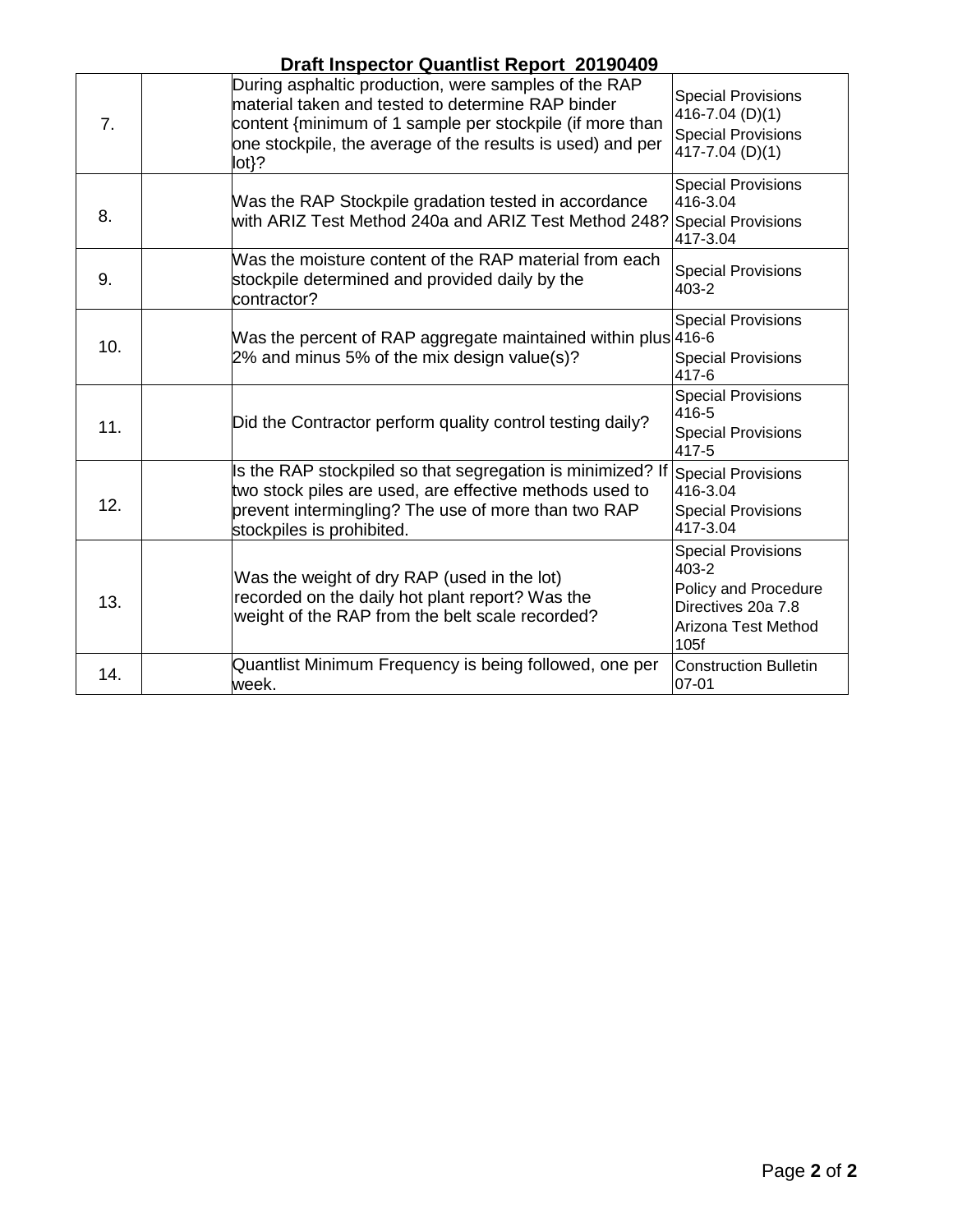**Draft Inspector Quantlist Report 20190409**

| | | | |
|---|---|---|---|
| 7. | | During asphaltic production, were samples of the RAP material taken and tested to determine RAP binder content {minimum of 1 sample per stockpile (if more than one stockpile, the average of the results is used) and per lot}? | Special Provisions 416-7.04 (D)(1)<br>Special Provisions 417-7.04 (D)(1) |
| 8. | | Was the RAP Stockpile gradation tested in accordance with ARIZ Test Method 240a and ARIZ Test Method 248? | Special Provisions 416-3.04<br>Special Provisions 417-3.04 |
| 9. | | Was the moisture content of the RAP material from each stockpile determined and provided daily by the contractor? | Special Provisions 403-2 |
| 10. | | Was the percent of RAP aggregate maintained within plus 2% and minus 5% of the mix design value(s)? | Special Provisions 416-6<br>Special Provisions 417-6 |
| 11. | | Did the Contractor perform quality control testing daily? | Special Provisions 416-5<br>Special Provisions 417-5 |
| 12. | | Is the RAP stockpiled so that segregation is minimized? If two stock piles are used, are effective methods used to prevent intermingling? The use of more than two RAP stockpiles is prohibited. | Special Provisions 416-3.04<br>Special Provisions 417-3.04 |
| 13. | | Was the weight of dry RAP (used in the lot) recorded on the daily hot plant report? Was the weight of the RAP from the belt scale recorded? | Special Provisions 403-2<br>Policy and Procedure Directives 20a 7.8<br>Arizona Test Method 105f |
| 14. | | Quantlist Minimum Frequency is being followed, one per week. | Construction Bulletin 07-01 |